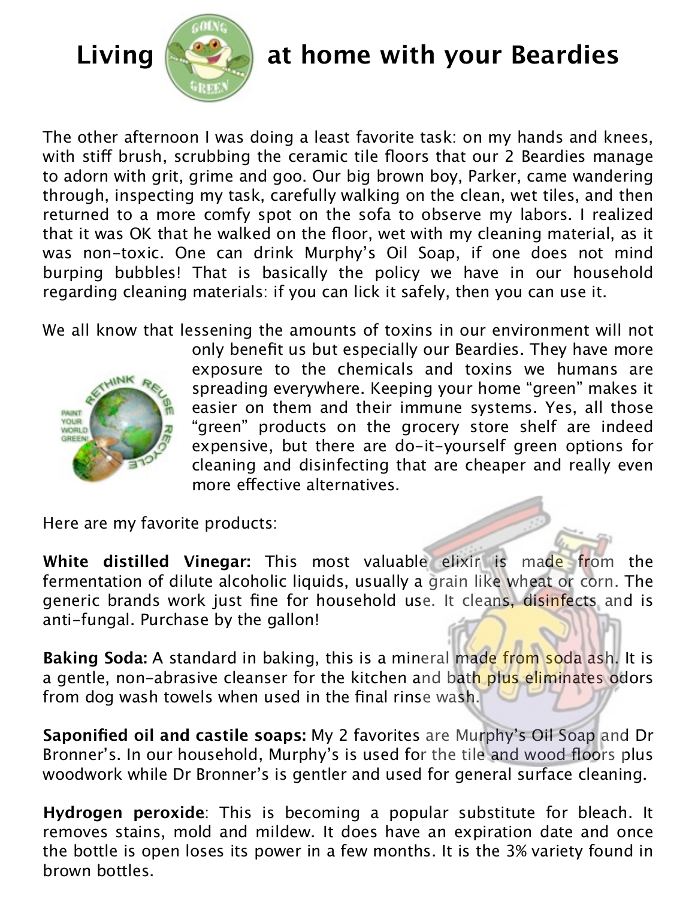# Living at home with your Beardies

The other afternoon I was doing a least favorite task: on my hands and knees, with stiff brush, scrubbing the ceramic tile floors that our 2 Beardies manage to adorn with grit, grime and goo. Our big brown boy, Parker, came wandering through, inspecting my task, carefully walking on the clean, wet tiles, and then returned to a more comfy spot on the sofa to observe my labors. I realized that it was OK that he walked on the floor, wet with my cleaning material, as it was non-toxic. One can drink Murphy's Oil Soap, if one does not mind burping bubbles! That is basically the policy we have in our household regarding cleaning materials: if you can lick it safely, then you can use it.

We all know that lessening the amounts of toxins in our environment will not only benefit us but especially our Beardies. They have more exposure to the chemicals and toxins we humans are spreading everywhere. Keeping your home "green" makes it easier on them and their immune systems. Yes, all those "green" products on the grocery store shelf are indeed expensive, but there are do-it-yourself green options for cleaning and disinfecting that are cheaper and really even more effective alternatives.

Here are my favorite products:

**White distilled Vinegar:** This most valuable elixir is made from the fermentation of dilute alcoholic liquids, usually a grain like wheat or corn. The generic brands work just fine for household use. It cleans, disinfects and is anti-fungal. Purchase by the gallon!

**Baking Soda:** A standard in baking, this is a mineral made from soda ash. It is a gentle, non-abrasive cleanser for the kitchen and bath plus eliminates odors from dog wash towels when used in the final rinse wash.

**Saponified oil and castile soaps:** My 2 favorites are Murphy's Oil Soap and Dr Bronner's. In our household, Murphy's is used for the tile and wood floors plus woodwork while Dr Bronner's is gentler and used for general surface cleaning.

**Hydrogen peroxide**: This is becoming a popular substitute for bleach. It removes stains, mold and mildew. It does have an expiration date and once the bottle is open loses its power in a few months. It is the 3% variety found in brown bottles.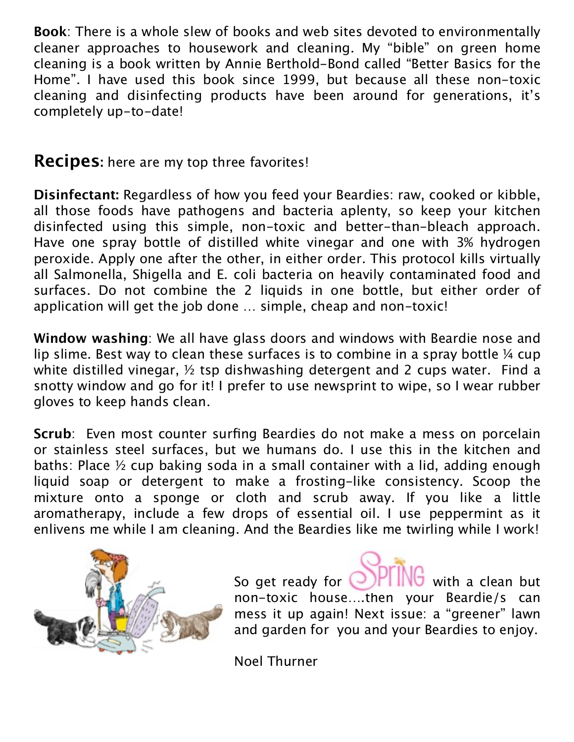**Book**: There is a whole slew of books and web sites devoted to environmentally cleaner approaches to housework and cleaning. My "bible" on green home cleaning is a book written by Annie Berthold-Bond called "Better Basics for the Home". I have used this book since 1999, but because all these non-toxic cleaning and disinfecting products have been around for generations, it's completely up-to-date!

## **Recipes**: here are my top three favorites!

**Disinfectant:** Regardless of how you feed your Beardies: raw, cooked or kibble, all those foods have pathogens and bacteria aplenty, so keep your kitchen disinfected using this simple, non-toxic and better-than-bleach approach. Have one spray bottle of distilled white vinegar and one with 3% hydrogen peroxide. Apply one after the other, in either order. This protocol kills virtually all Salmonella, Shigella and E. coli bacteria on heavily contaminated food and surfaces. Do not combine the 2 liquids in one bottle, but either order of application will get the job done … simple, cheap and non-toxic!

**Window washing**: We all have glass doors and windows with Beardie nose and lip slime. Best way to clean these surfaces is to combine in a spray bottle ¼ cup white distilled vinegar, ½ tsp dishwashing detergent and 2 cups water. Find a snotty window and go for it! I prefer to use newsprint to wipe, so I wear rubber gloves to keep hands clean.

**Scrub**: Even most counter surfing Beardies do not make a mess on porcelain or stainless steel surfaces, but we humans do. I use this in the kitchen and baths: Place ½ cup baking soda in a small container with a lid, adding enough liquid soap or detergent to make a frosting-like consistency. Scoop the mixture onto a sponge or cloth and scrub away. If you like a little aromatherapy, include a few drops of essential oil. I use peppermint as it enlivens me while I am cleaning. And the Beardies like me twirling while I work!

So get ready for Spring with a clean but non-toxic house….then your Beardie/s can mess it up again! Next issue: a "greener" lawn and garden for you and your Beardies to enjoy.

Noel Thurner